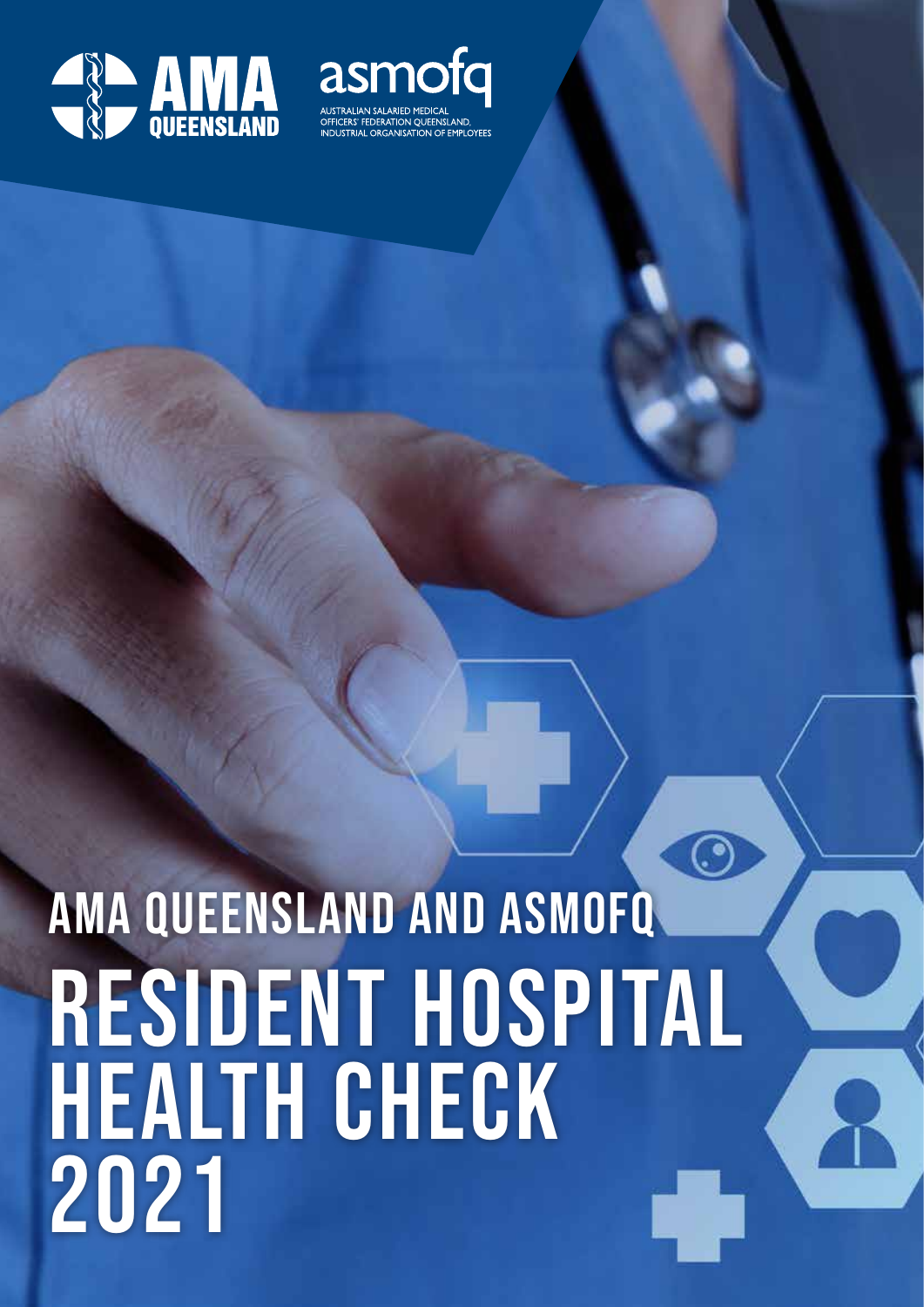AMA QUEENSLAND

asmofq

AUSTRALIAN SALARIED MEDICAL OFFICERS' FEDERATION QUEENSLAND, INDUSTRIAL ORGANISATION OF EMPLOYEES

## AMA QUEENSLAND AND ASMOFQ

# RESIDENT HOSPITAL HEALTH CHECK 2021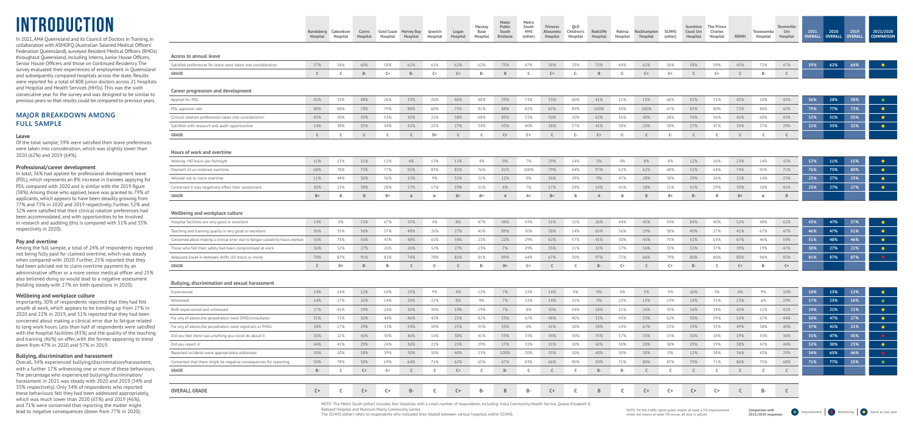# INTRODUCTION

In 2021, AMA Queensland and its Council of Doctors in Training, in collaboration with ASMOFQ (Australian Salaried Medical Officers' Federation Queensland), surveyed Resident Medical Officers (RMOs) throughout Queensland, including Interns, Junior House Officers, Senior House Officers and those on Continued Residency. The survey evaluated their experiences of employment in Queensland and subsequently compared hospitals across the state. Results were reported for a total of 808 junior doctors across 21 hospitals and Hospital and Health Services (HHSs). This was the sixth consecutive year for the survey and was designed to be similar to previous years so that results could be compared to previous years.

## MAJOR BREAKDOWN AMONG FULL SAMPLE

### Leave

Of the total sample, 59% were satisfied their leave preferences were taken into consideration, which was slightly lower than 2020 (62%) and 2019 (64%).

### Professional/career development

In total, 36% had applied for professional development leave (PDL), which represents an 8% increase in trainees applying for PDL compared with 2020 and is similar with the 2019 figure (38%). Among those who applied, leave was granted to 79% of applicants, which appears to have been steadily growing from 77% and 73% in 2020 and 2019 respectively. Further, 52% and 32% were satisfied that their clinical rotation preferences had been accommodated, and with opportunities to be involved in research and auditing (this is compared with 51% and 33% respectively in 2020).

### Pay and overtime

Among the full sample, a total of 24% of respondents reported not being fully paid for claimed overtime, which was steady when compared with 2020. Further, 25% reported that they had been advised not to claim overtime payment by an administrative officer or a more senior medical officer and 25% also believed doing so would lead to a negative assessment (holding steady with 27% on both questions in 2020).

### Wellbeing and workplace culture

Importantly, 30% of respondents reported that they had felt unsafe at work, which appears to be trending up from 27% in 2020 and 22% in 2019, and 51% reported that they had been concerned about making a clinical error due to fatigue related to long work hours. Less than half of respondents were satisfied with the hospital facilities (43%) and the quality of the teaching and training (46%) on offer, with the former appearing to trend down from 47% in 2020 and 57% in 2019.

### Bullying, discrimination and harassment

Overall, 34% experienced bullying/discrimination/harassment, with a further 17% witnessing one or more of these behaviours. The percentage who experienced bullying/discrimination/harassment in 2021 was steady with 2020 and 2019 (34% and 33% respectively). Only 34% of respondents who reported these behaviours felt they had been addressed appropriately, which was much lower than 2020 (65%) and 2019 (46%), and 71% were concerned that reporting the matter might lead to negative consequences (down from 77% in 2020).

| | Bundaberg Hospital | Caboolture Hospital | Cairns Hospital | Gold Coast Hospital | Hervey Bay Hospital | Ipswich Hospital | Logan Hospital | Mackay Base Hospital | Mater Public South Brisbane | Metro South HHS (other) | Princess Alexandra Hospital | QLD Children's Hospital | Redcliffe Hospital | Robina Hospital | Rockhampton Hospital | SCHHS (other) | Sunshine Coast Uni Hospital | The Prince Charles Hospital | RBWH | Toowoomba Hospital | Townsville Uni Hospital | 2021 OVERALL | 2020 OVERALL | 2019 OVERALL | 2021/2020 COMPARISON |
|---|---|---|---|---|---|---|---|---|---|---|---|---|---|---|---|---|---|---|---|---|---|---|---|---|---|
| **Access to annual leave** | | | | | | | | | | | | | | | | | | | | | | | | | |
| Satisfied preferences for leave were taken into consideration | 57% | 54% | 60% | 58% | 62% | 61% | 62% | 62% | 75% | 47% | 58% | 33% | 73% | 44% | 62% | 56% | 58% | 59% | 45% | 73% | 47% | 59% | 62% | 64% | Same as last year |
| **GRADE** | C | C | B- | C+ | B- | C+ | C+ | B- | B | C | C+ | C- | B | C- | C+ | C+ | C | C+ | C | B- | C | | | | |
| **Career progression and development** | | | | | | | | | | | | | | | | | | | | | | | | | |
| Applied for PDL | 41% | 33% | 48% | 26% | 33% | 26% | 46% | 48% | 29% | 73% | 33% | 60% | 41% | 11% | 15% | 60% | 42% | 31% | 43% | 10% | 43% | 36% | 28% | 38% | Improvement |
| PDL approval rate | 80% | 88% | 78% | 79% | 88% | 60% | 75% | 81% | 88% | 82% | 65% | 89% | 100% | 50% | 100% | 67% | 82% | 80% | 72% | 80% | 65% | 79% | 77% | 73% | Same as last year |
| Clinical rotation preferences taken into consideration | 43% | 50% | 50% | 53% | 50% | 22% | 58% | 68% | 89% | 53% | 50% | 20% | 62% | 56% | 40% | 28% | 54% | 56% | 45% | 60% | 42% | 52% | 51% | 55% | Same as last year |
| Satisfied with research and audit opportunities | 14% | 38% | 35% | 34% | 42% | 22% | 27% | 34% | 43% | 40% | 38% | 27% | 41% | 28% | 20% | 20% | 27% | 47% | 34% | 27% | 29% | 32% | 33% | 32% | Same as last year |
| **GRADE** | C | C | C | C | C | D+ | C | C | C+ | C+ | C | C- | C+ | C- | C | C- | C | C | C | C | C | | | | |
| **Hours of work and overtime** | | | | | | | | | | | | | | | | | | | | | | | | | |
| Working >90 hours per fortnight | 11% | 13% | 11% | 12% | 4% | 13% | 12% | 4% | 0% | 7% | 29% | 14% | 3% | 0% | 8% | 8% | 12% | 16% | 23% | 14% | 15% | 12% | 11% | 15% | Same as last year |
| Payment of un-rostered overtime | 68% | 78% | 75% | 77% | 92% | 83% | 81% | 76% | 81% | 100% | 79% | 64% | 97% | 62% | 62% | 68% | 52% | 64% | 74% | 92% | 71% | 76% | 75% | 80% | Same as last year |
| Advised not to claim overtime | 11% | 44% | 36% | 36% | 12% | 9% | 31% | 21% | 12% | 0% | 36% | 29% | 9% | 47% | 28% | 38% | 29% | 26% | 21% | 14% | 23% | 25% | 27% | 23% | Same as last year |
| Concerned it may negatively effect their assessment | 30% | 22% | 38% | 28% | 17% | 17% | 19% | 25% | 4% | 7% | 17% | 29% | 14% | 41% | 28% | 21% | 42% | 29% | 30% | 20% | 41% | 25% | 27% | 27% | Same as last year |
| **GRADE** | B+ | B | B | B+ | A | A- | B+ | B+ | A | A+ | B+ | B | A | B | B | B+ | B- | B | B+ | A- | B | | | | |
| **Wellbeing and workplace culture** | | | | | | | | | | | | | | | | | | | | | | | | | |
| Hospital facilities are very good or excellent | 14% | 0% | 53% | 67% | 35% | 4% | 8% | 47% | 44% | 43% | 31% | 21% | 26% | 44% | 45% | 54% | 84% | 40% | 52% | 40% | 62% | 43% | 47% | 57% | Same as last year |
| Teaching and training quality is very good or excellent | 36% | 35% | 56% | 57% | 48% | 26% | 27% | 45% | 89% | 50% | 38% | 14% | 65% | 56% | 29% | 38% | 40% | 27% | 41% | 67% | 47% | 46% | 47% | 51% | Same as last year |
| Concerned about making a clinical error due to fatigue caused by hours worked | 56% | 74% | 56% | 43% | 48% | 61% | 54% | 23% | 22% | 29% | 62% | 57% | 41% | 50% | 45% | 75% | 52% | 63% | 67% | 46% | 59% | 51% | 48% | 46% | Same as last year |
| Those who felt their safety had been compromised at work | 36% | 52% | 27% | 26% | 26% | 52% | 27% | 23% | 7% | 29% | 35% | 21% | 32% | 17% | 16% | 33% | 32% | 37% | 39% | 19% | 47% | 30% | 27% | 22% | Same as last year |
| Adequate break in between shifts (10 hours or more) | 78% | 87% | 91% | 83% | 74% | 78% | 81% | 81% | 89% | 64% | 67% | 50% | 97% | 72% | 66% | 79% | 80% | 80% | 80% | 96% | 85% | 81% | 87% | 87% | Worsening |
| **GRADE** | C | D+ | B- | B- | C | C- | C | B- | B+ | C+ | C | C | B- | C+ | C | C+ | B- | C | C+ | B- | C+ | | | | |
| **Bullying, discrimination and sexual harassment** | | | | | | | | | | | | | | | | | | | | | | | | | |
| Experienced | 14% | 14% | 12% | 10% | 25% | 9% | 4% | 12% | 7% | 13% | 14% | 8% | 9% | 6% | 3% | 9% | 16% | 3% | 6% | 9% | 10% | 10% | 13% | 12% | Same as last year |
| Witnessed | 14% | 27% | 26% | 14% | 20% | 22% | 8% | 9% | 7% | 23% | 14% | 15% | 9% | 22% | 15% | 13% | 24% | 31% | 23% | 6% | 29% | 17% | 23% | 16% | Improvement |
| Both experienced and witnessed | 17% | 41% | 19% | 24% | 10% | 30% | 19% | 19% | 7% | 8% | 30% | 54% | 18% | 11% | 26% | 35% | 16% | 24% | 42% | 11% | 42% | 24% | 21% | 21% | Same as last year |
| For any of above,the perpetrators were SMO/consultants | 31% | 72% | 50% | 44% | 46% | 43% | 25% | 82% | 33% | 67% | 48% | 40% | 33% | 43% | 33% | 62% | 50% | 59% | 54% | 67% | 44% | 50% | 47% | 27% | Same as last year |
| For any of above,the perpetrators were registrars or PHOs | 38% | 17% | 29% | 33% | 54% | 50% | 25% | 35% | 33% | 0% | 41% | 10% | 58% | 14% | 67% | 23% | 29% | 35% | 49% | 58% | 40% | 37% | 41% | 21% | Same as last year |
| Did you feel there was anything you could do about it | 56% | 22% | 46% | 38% | 46% | 14% | 38% | 41% | 33% | 33% | 34% | 30% | 75% | 57% | 33% | 15% | 36% | 18% | 19% | 33% | 36% | 35% | 47% | 45% | Worsening |
| Did you report it | 44% | 41% | 29% | 24% | 36% | 21% | 25% | 29% | 17% | 33% | 31% | 10% | 42% | 50% | 20% | 38% | 29% | 29% | 38% | 42% | 44% | 32% | 30% | 23% | Same as last year |
| Reported incidents were appropriately addressed | 50% | 10% | 38% | 39% | 50% | 50% | 40% | 23% | 100% | 20% | 33% | 20% | 40% | 50% | 30% | 0% | 12% | 38% | 56% | 43% | 29% | 34% | 65% | 46% | Worsening |
| Concerned that there might be negative consequences for reporting | 50% | 78% | 58% | 69% | 64% | 71% | 62% | 65% | 67% | 83% | 66% | 90% | 50% | 71% | 80% | 85% | 79% | 71% | 86% | 75% | 68% | 71% | 77% | 55% | Improvement |
| **GRADE** | B- | C | C+ | C+ | C | C | C+ | C | B- | C | C | C | B- | B- | C | C | C | C | C | C | C | | | | |
| **OVERALL GRADE** | C+ | C | C+ | C+ | B- | C | C+ | B- | B | B- | C+ | C | B | C | C+ | C+ | C+ | C+ | C | B- | C | | | | |

NOTE: The Metro South (other) includes four hospitals with a small number of respondents, including: Inala Community Health Service, Queen Elizabeth II, Redland Hospital and Wynnum Manly Community Centre.
The SCHHS (other) refers to respondents who indicated they rotated between various hospitals within SCHHS.

NOTE: for the traffic lights green means at least a 5% improvement while red means at least 5% worse, all else is yellow.

Comparison with 2021/2020 responses: Improvement | Worsening | Same as last year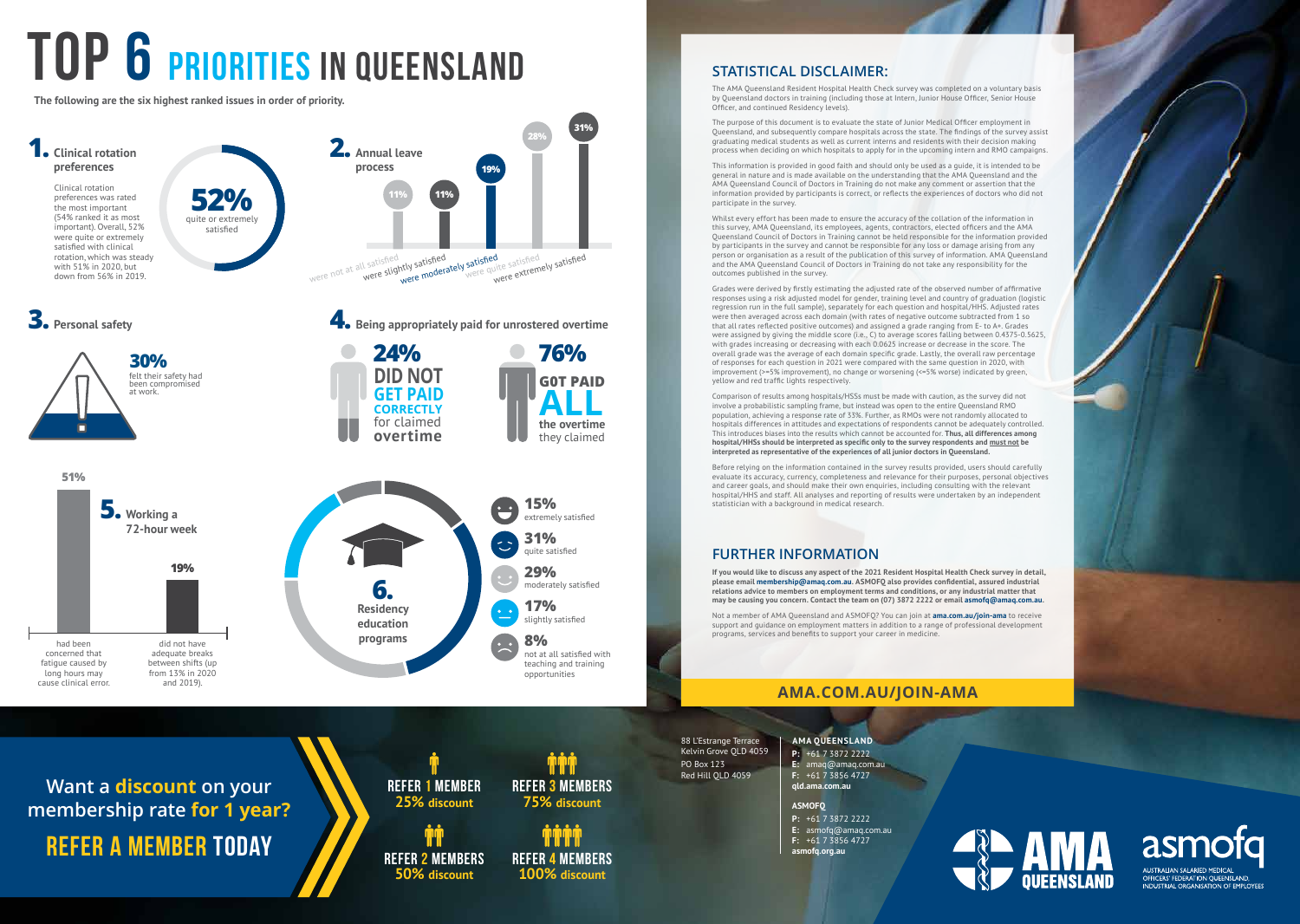# TOP 6 PRIORITIES IN QUEENSLAND

**The following are the six highest ranked issues in order of priority.**

## 1. Clinical rotation preferences

Clinical rotation preferences was rated the most important (54% ranked it as most important). Overall, 52% were quite or extremely satisfied with clinical rotation, which was steady with 51% in 2020, but down from 56% in 2019.

52%
quite or extremely satisfied

## 2. Annual leave process

11%
were not at all satisfied

11%
were slightly satisfied

19%
were moderately satisfied

28%
were quite satisfied

31%
were extremely satisfied

## 3. Personal safety

**30%** felt their safety had been compromised at work.

## 4. Being appropriately paid for unrostered overtime

**24%** DID NOT GET PAID CORRECTLY for claimed overtime

**76%** GOT PAID ALL the overtime they claimed

## 5. Working a 72-hour week

51%
had been concerned that fatigue caused by long hours may cause clinical error.

19%
did not have adequate breaks between shifts (up from 13% in 2020 and 2019).

## 6. Residency education programs

**15%** extremely satisfied

**31%** quite satisfied

**29%** moderately satisfied

**17%** slightly satisfied

**8%** not at all satisfied with teaching and training opportunities

## STATISTICAL DISCLAIMER:

The AMA Queensland Resident Hospital Health Check survey was completed on a voluntary basis by Queensland doctors in training (including those at Intern, Junior House Officer, Senior House Officer, and continued Residency levels).

The purpose of this document is to evaluate the state of Junior Medical Officer employment in Queensland, and subsequently compare hospitals across the state. The findings of the survey assist graduating medical students as well as current interns and residents with their decision making process when deciding on which hospitals to apply for in the upcoming intern and RMO campaigns.

This information is provided in good faith and should only be used as a guide, it is intended to be general in nature and is made available on the understanding that the AMA Queensland and the AMA Queensland Council of Doctors in Training do not make any comment or assertion that the information provided by participants is correct, or reflects the experiences of doctors who did not participate in the survey.

Whilst every effort has been made to ensure the accuracy of the collation of the information in this survey, AMA Queensland, its employees, agents, contractors, elected officers and the AMA Queensland Council of Doctors in Training cannot be held responsible for the information provided by participants in the survey and cannot be responsible for any loss or damage arising from any person or organisation as a result of the publication of this survey of information. AMA Queensland and the AMA Queensland Council of Doctors in Training do not take any responsibility for the outcomes published in the survey.

Grades were derived by firstly estimating the adjusted rate of the observed number of affirmative responses using a risk adjusted model for gender, training level and country of graduation (logistic regression run in the full sample), separately for each question and hospital/HHS. Adjusted rates were then averaged across each domain (with rates of negative outcome subtracted from 1 so that all rates reflected positive outcomes) and assigned a grade ranging from E- to A+. Grades were assigned by giving the middle score (i.e., C) to average scores falling between 0.4375-0.5625, with grades increasing or decreasing with each 0.0625 increase or decrease in the score. The overall grade was the average of each domain specific grade. Lastly, the overall raw percentage of responses for each question in 2021 were compared with the same question in 2020, with improvement (>=5% improvement), no change or worsening (<=5% worse) indicated by green, yellow and red traffic lights respectively.

Comparison of results among hospitals/HSSs must be made with caution, as the survey did not involve a probabilistic sampling frame, but instead was open to the entire Queensland RMO population, achieving a response rate of 33%. Further, as RMOs were not randomly allocated to hospitals differences in attitudes and expectations of respondents cannot be adequately controlled. This introduces biases into the results which cannot be accounted for. **Thus, all differences among hospital/HHSs should be interpreted as specific only to the survey respondents and must not be interpreted as representative of the experiences of all junior doctors in Queensland.**

Before relying on the information contained in the survey results provided, users should carefully evaluate its accuracy, currency, completeness and relevance for their purposes, personal objectives and career goals, and should make their own enquiries, including consulting with the relevant hospital/HHS and staff. All analyses and reporting of results were undertaken by an independent statistician with a background in medical research.

## FURTHER INFORMATION

**If you would like to discuss any aspect of the 2021 Resident Hospital Health Check survey in detail, please email membership@amaq.com.au. ASMOFQ also provides confidential, assured industrial relations advice to members on employment terms and conditions, or any industrial matter that may be causing you concern. Contact the team on (07) 3872 2222 or email asmofq@amaq.com.au.**

Not a member of AMA Queensland and ASMOFQ? You can join at **ama.com.au/join-ama** to receive support and guidance on employment matters in addition to a range of professional development programs, services and benefits to support your career in medicine.

**AMA.COM.AU/JOIN-AMA**

Want a **discount** on your membership rate **for 1 year?**

**REFER A MEMBER TODAY**

REFER 1 MEMBER
25% discount

REFER 2 MEMBERS
50% discount

REFER 3 MEMBERS
75% discount

REFER 4 MEMBERS
100% discount

88 L'Estrange Terrace
Kelvin Grove QLD 4059
PO Box 123
Red Hill QLD 4059

**AMA QUEENSLAND**
**P:** +61 7 3872 2222
**E:** amaq@amaq.com.au
**F:** +61 7 3856 4727
**qld.ama.com.au**

**ASMOFQ**
**P:** +61 7 3872 2222
**E:** asmofq@amaq.com.au
**F:** +61 7 3856 4727
**asmofq.org.au**

AMA QUEENSLAND

asmofq
AUSTRALIAN SALARIED MEDICAL OFFICERS' FEDERATION QUEENSLAND INDUSTRIAL ORGANISATION OF EMPLOYEES